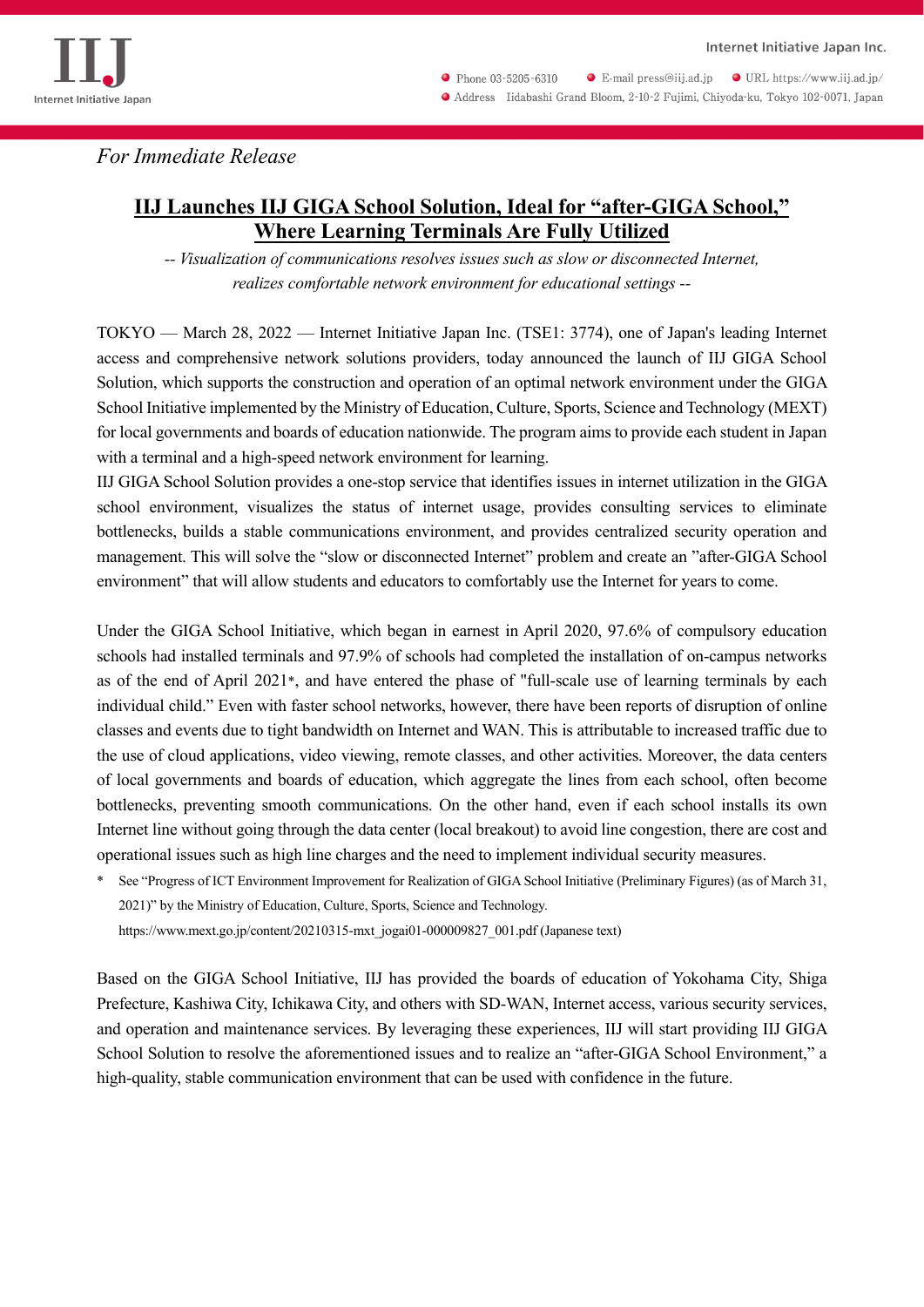*For Immediate Release*

# IIJ Launches IIJ GIGA School Solution, Ideal for "after-GIGA School," Where Learning Terminals Are Fully Utilized

*-- Visualization of communications resolves issues such as slow or disconnected Internet, realizes comfortable network environment for educational settings --*

TOKYO — March 28, 2022 — Internet Initiative Japan Inc. (TSE1: 3774), one of Japan's leading Internet access and comprehensive network solutions providers, today announced the launch of IIJ GIGA School Solution, which supports the construction and operation of an optimal network environment under the GIGA School Initiative implemented by the Ministry of Education, Culture, Sports, Science and Technology (MEXT) for local governments and boards of education nationwide. The program aims to provide each student in Japan with a terminal and a high-speed network environment for learning.

IIJ GIGA School Solution provides a one-stop service that identifies issues in internet utilization in the GIGA school environment, visualizes the status of internet usage, provides consulting services to eliminate bottlenecks, builds a stable communications environment, and provides centralized security operation and management. This will solve the "slow or disconnected Internet" problem and create an "after-GIGA School environment" that will allow students and educators to comfortably use the Internet for years to come.

Under the GIGA School Initiative, which began in earnest in April 2020, 97.6% of compulsory education schools had installed terminals and 97.9% of schools had completed the installation of on-campus networks as of the end of April 2021*, and have entered the phase of "full-scale use of learning terminals by each individual child." Even with faster school networks, however, there have been reports of disruption of online classes and events due to tight bandwidth on Internet and WAN. This is attributable to increased traffic due to the use of cloud applications, video viewing, remote classes, and other activities. Moreover, the data centers of local governments and boards of education, which aggregate the lines from each school, often become bottlenecks, preventing smooth communications. On the other hand, even if each school installs its own Internet line without going through the data center (local breakout) to avoid line congestion, there are cost and operational issues such as high line charges and the need to implement individual security measures.

\* See "Progress of ICT Environment Improvement for Realization of GIGA School Initiative (Preliminary Figures) (as of March 31, 2021)" by the Ministry of Education, Culture, Sports, Science and Technology.
https://www.mext.go.jp/content/20210315-mxt_jogai01-000009827_001.pdf (Japanese text)

Based on the GIGA School Initiative, IIJ has provided the boards of education of Yokohama City, Shiga Prefecture, Kashiwa City, Ichikawa City, and others with SD-WAN, Internet access, various security services, and operation and maintenance services. By leveraging these experiences, IIJ will start providing IIJ GIGA School Solution to resolve the aforementioned issues and to realize an "after-GIGA School Environment," a high-quality, stable communication environment that can be used with confidence in the future.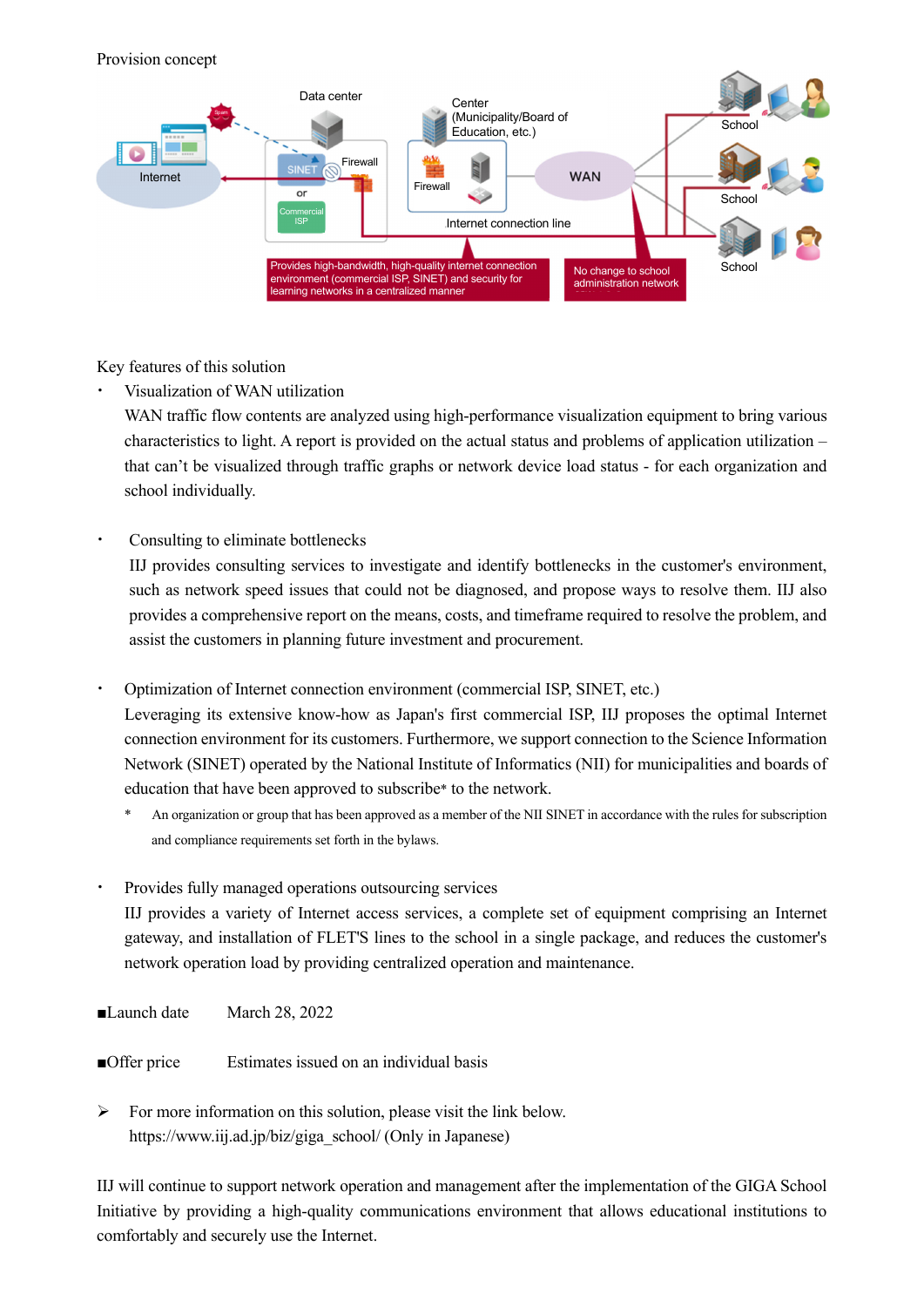Provision concept

Data center

Center (Municipality/Board of Education, etc.)

Internet

SINET

Firewall

or

Commercial ISP

Firewall

WAN

Internet connection line

School

School

School

Provides high-bandwidth, high-quality internet connection environment (commercial ISP, SINET) and security for learning networks in a centralized manner

No change to school administration network

Key features of this solution

- Visualization of WAN utilization

  WAN traffic flow contents are analyzed using high-performance visualization equipment to bring various characteristics to light. A report is provided on the actual status and problems of application utilization – that can't be visualized through traffic graphs or network device load status - for each organization and school individually.

- Consulting to eliminate bottlenecks

  IIJ provides consulting services to investigate and identify bottlenecks in the customer's environment, such as network speed issues that could not be diagnosed, and propose ways to resolve them. IIJ also provides a comprehensive report on the means, costs, and timeframe required to resolve the problem, and assist the customers in planning future investment and procurement.

- Optimization of Internet connection environment (commercial ISP, SINET, etc.)

  Leveraging its extensive know-how as Japan's first commercial ISP, IIJ proposes the optimal Internet connection environment for its customers. Furthermore, we support connection to the Science Information Network (SINET) operated by the National Institute of Informatics (NII) for municipalities and boards of education that have been approved to subscribe* to the network.

  \* An organization or group that has been approved as a member of the NII SINET in accordance with the rules for subscription and compliance requirements set forth in the bylaws.

- Provides fully managed operations outsourcing services

  IIJ provides a variety of Internet access services, a complete set of equipment comprising an Internet gateway, and installation of FLET'S lines to the school in a single package, and reduces the customer's network operation load by providing centralized operation and maintenance.

■Launch date　　March 28, 2022

■Offer price　　Estimates issued on an individual basis

➢ For more information on this solution, please visit the link below.
  https://www.iij.ad.jp/biz/giga_school/ (Only in Japanese)

IIJ will continue to support network operation and management after the implementation of the GIGA School Initiative by providing a high-quality communications environment that allows educational institutions to comfortably and securely use the Internet.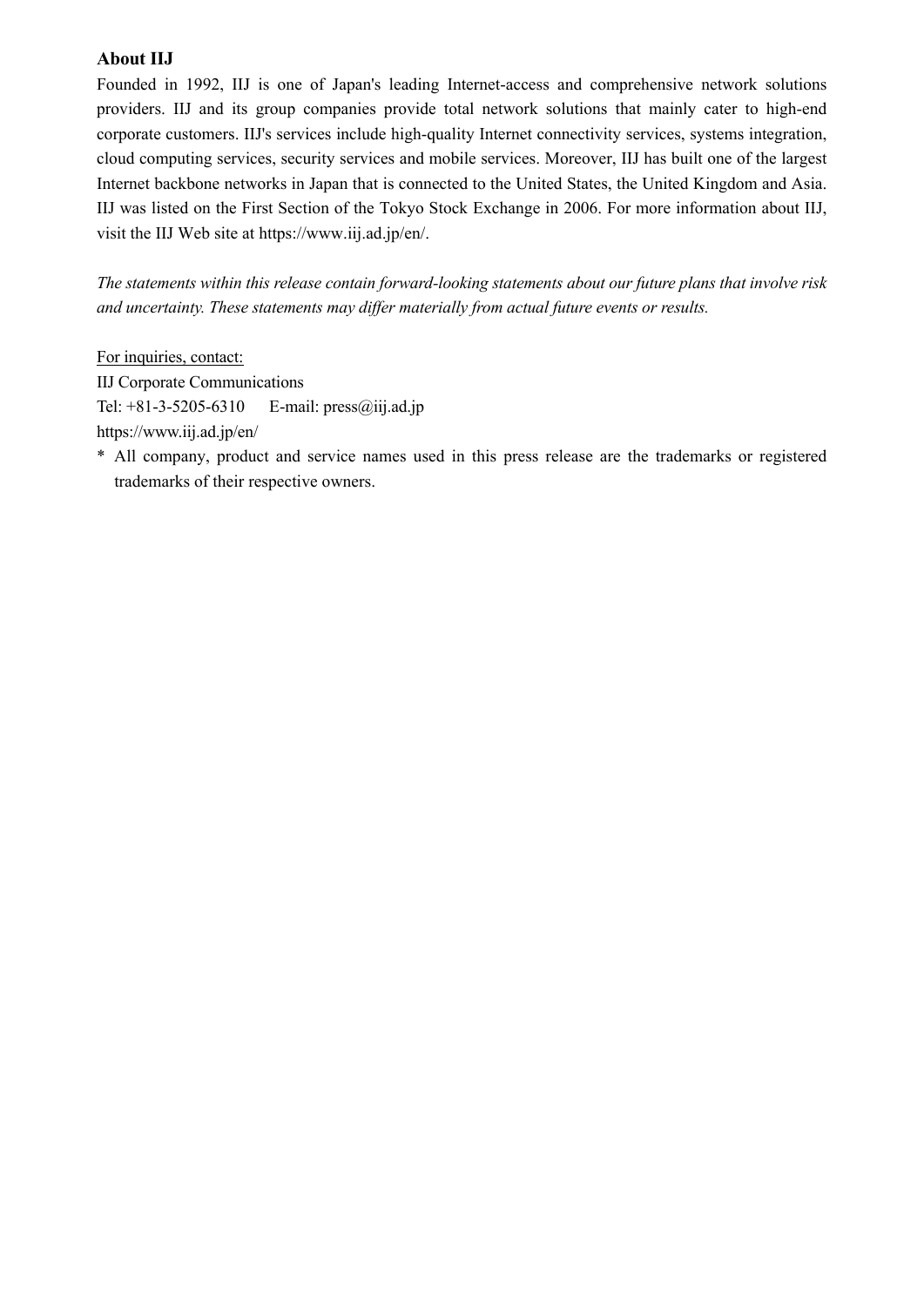## About IIJ

Founded in 1992, IIJ is one of Japan's leading Internet-access and comprehensive network solutions providers. IIJ and its group companies provide total network solutions that mainly cater to high-end corporate customers. IIJ's services include high-quality Internet connectivity services, systems integration, cloud computing services, security services and mobile services. Moreover, IIJ has built one of the largest Internet backbone networks in Japan that is connected to the United States, the United Kingdom and Asia. IIJ was listed on the First Section of the Tokyo Stock Exchange in 2006. For more information about IIJ, visit the IIJ Web site at https://www.iij.ad.jp/en/.

*The statements within this release contain forward-looking statements about our future plans that involve risk and uncertainty. These statements may differ materially from actual future events or results.*

For inquiries, contact:

IIJ Corporate Communications

Tel: +81-3-5205-6310　E-mail: press@iij.ad.jp

https://www.iij.ad.jp/en/

\* All company, product and service names used in this press release are the trademarks or registered trademarks of their respective owners.